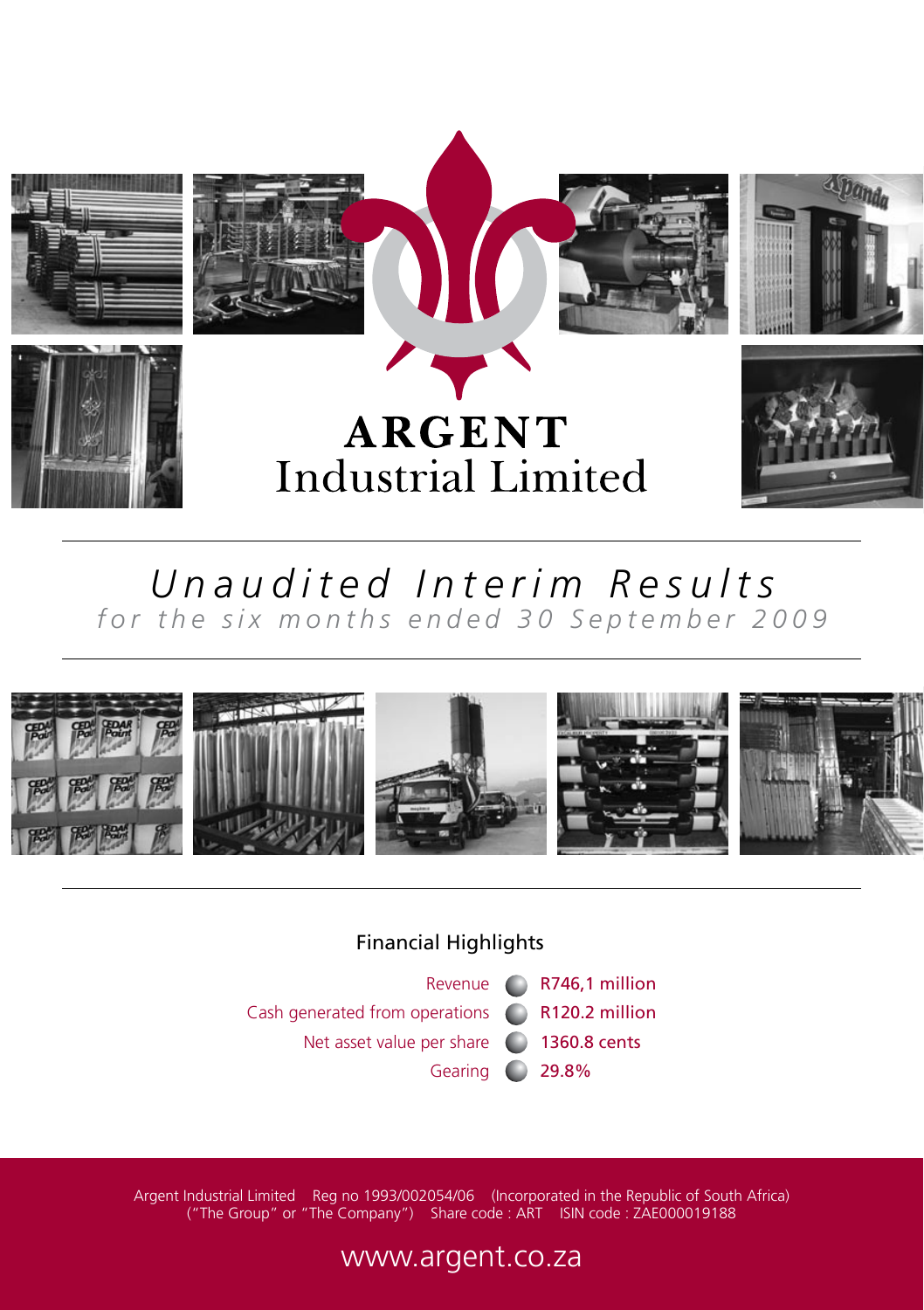# ARGENT Industrial Limited

## *Unaudited Interim Results*

*for the six months ended 30 September 2009*

### Financial Highlights

| | |
|---|---|
| Revenue | R746,1 million |
| Cash generated from operations | R120.2 million |
| Net asset value per share | 1360.8 cents |
| Gearing | 29.8% |

Argent Industrial Limited Reg no 1993/002054/06 (Incorporated in the Republic of South Africa)
("The Group" or "The Company") Share code : ART ISIN code : ZAE000019188

www.argent.co.za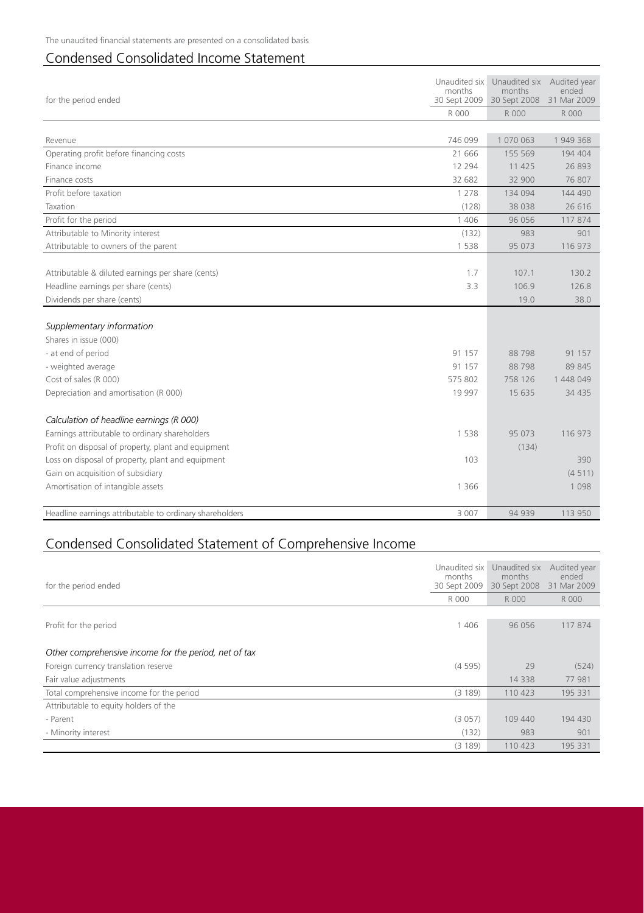The unaudited financial statements are presented on a consolidated basis

## Condensed Consolidated Income Statement

| for the period ended | Unaudited six months 30 Sept 2009 | Unaudited six months 30 Sept 2008 | Audited year ended 31 Mar 2009 |
|---|---|---|---|
| | R 000 | R 000 | R 000 |
| Revenue | 746 099 | 1 070 063 | 1 949 368 |
| Operating profit before financing costs | 21 666 | 155 569 | 194 404 |
| Finance income | 12 294 | 11 425 | 26 893 |
| Finance costs | 32 682 | 32 900 | 76 807 |
| Profit before taxation | 1 278 | 134 094 | 144 490 |
| Taxation | (128) | 38 038 | 26 616 |
| Profit for the period | 1 406 | 96 056 | 117 874 |
| Attributable to Minority interest | (132) | 983 | 901 |
| Attributable to owners of the parent | 1 538 | 95 073 | 116 973 |
| | | | |
| Attributable & diluted earnings per share (cents) | 1.7 | 107.1 | 130.2 |
| Headline earnings per share (cents) | 3.3 | 106.9 | 126.8 |
| Dividends per share (cents) | | 19.0 | 38.0 |
| | | | |
| *Supplementary information* | | | |
| Shares in issue (000) | | | |
| - at end of period | 91 157 | 88 798 | 91 157 |
| - weighted average | 91 157 | 88 798 | 89 845 |
| Cost of sales (R 000) | 575 802 | 758 126 | 1 448 049 |
| Depreciation and amortisation (R 000) | 19 997 | 15 635 | 34 435 |
| | | | |
| *Calculation of headline earnings (R 000)* | | | |
| Earnings attributable to ordinary shareholders | 1 538 | 95 073 | 116 973 |
| Profit on disposal of property, plant and equipment | | (134) | |
| Loss on disposal of property, plant and equipment | 103 | | 390 |
| Gain on acquisition of subsidiary | | | (4 511) |
| Amortisation of intangible assets | 1 366 | | 1 098 |
| | | | |
| Headline earnings attributable to ordinary shareholders | 3 007 | 94 939 | 113 950 |

## Condensed Consolidated Statement of Comprehensive Income

| for the period ended | Unaudited six months 30 Sept 2009 | Unaudited six months 30 Sept 2008 | Audited year ended 31 Mar 2009 |
|---|---|---|---|
| | R 000 | R 000 | R 000 |
| Profit for the period | 1 406 | 96 056 | 117 874 |
| | | | |
| *Other comprehensive income for the period, net of tax* | | | |
| Foreign currency translation reserve | (4 595) | 29 | (524) |
| Fair value adjustments | | 14 338 | 77 981 |
| Total comprehensive income for the period | (3 189) | 110 423 | 195 331 |
| Attributable to equity holders of the | | | |
| - Parent | (3 057) | 109 440 | 194 430 |
| - Minority interest | (132) | 983 | 901 |
| | (3 189) | 110 423 | 195 331 |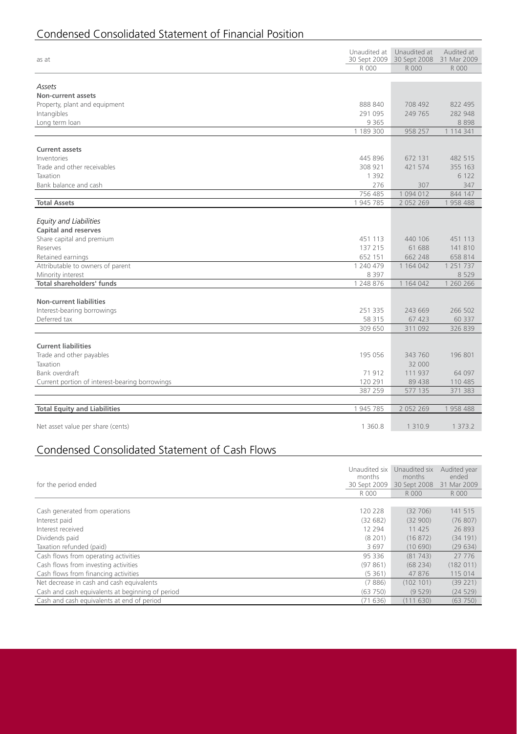## Condensed Consolidated Statement of Financial Position

| as at | Unaudited at 30 Sept 2009 | Unaudited at 30 Sept 2008 | Audited at 31 Mar 2009 |
|---|---|---|---|
| | R 000 | R 000 | R 000 |
| *Assets* | | | |
| **Non-current assets** | | | |
| Property, plant and equipment | 888 840 | 708 492 | 822 495 |
| Intangibles | 291 095 | 249 765 | 282 948 |
| Long term loan | 9 365 | | 8 898 |
| | 1 189 300 | 958 257 | 1 114 341 |
| **Current assets** | | | |
| Inventories | 445 896 | 672 131 | 482 515 |
| Trade and other receivables | 308 921 | 421 574 | 355 163 |
| Taxation | 1 392 | | 6 122 |
| Bank balance and cash | 276 | 307 | 347 |
| | 756 485 | 1 094 012 | 844 147 |
| **Total Assets** | 1 945 785 | 2 052 269 | 1 958 488 |
| *Equity and Liabilities* | | | |
| **Capital and reserves** | | | |
| Share capital and premium | 451 113 | 440 106 | 451 113 |
| Reserves | 137 215 | 61 688 | 141 810 |
| Retained earnings | 652 151 | 662 248 | 658 814 |
| Attributable to owners of parent | 1 240 479 | 1 164 042 | 1 251 737 |
| Minority interest | 8 397 | | 8 529 |
| **Total shareholders' funds** | 1 248 876 | 1 164 042 | 1 260 266 |
| **Non-current liabilities** | | | |
| Interest-bearing borrowings | 251 335 | 243 669 | 266 502 |
| Deferred tax | 58 315 | 67 423 | 60 337 |
| | 309 650 | 311 092 | 326 839 |
| **Current liabilities** | | | |
| Trade and other payables | 195 056 | 343 760 | 196 801 |
| Taxation | | 32 000 | |
| Bank overdraft | 71 912 | 111 937 | 64 097 |
| Current portion of interest-bearing borrowings | 120 291 | 89 438 | 110 485 |
| | 387 259 | 577 135 | 371 383 |
| **Total Equity and Liabilities** | 1 945 785 | 2 052 269 | 1 958 488 |
| Net asset value per share (cents) | 1 360.8 | 1 310.9 | 1 373.2 |

## Condensed Consolidated Statement of Cash Flows

| for the period ended | Unaudited six months 30 Sept 2009 | Unaudited six months 30 Sept 2008 | Audited year ended 31 Mar 2009 |
|---|---|---|---|
| | R 000 | R 000 | R 000 |
| Cash generated from operations | 120 228 | (32 706) | 141 515 |
| Interest paid | (32 682) | (32 900) | (76 807) |
| Interest received | 12 294 | 11 425 | 26 893 |
| Dividends paid | (8 201) | (16 872) | (34 191) |
| Taxation refunded (paid) | 3 697 | (10 690) | (29 634) |
| Cash flows from operating activities | 95 336 | (81 743) | 27 776 |
| Cash flows from investing activities | (97 861) | (68 234) | (182 011) |
| Cash flows from financing activities | (5 361) | 47 876 | 115 014 |
| Net decrease in cash and cash equivalents | (7 886) | (102 101) | (39 221) |
| Cash and cash equivalents at beginning of period | (63 750) | (9 529) | (24 529) |
| Cash and cash equivalents at end of period | (71 636) | (111 630) | (63 750) |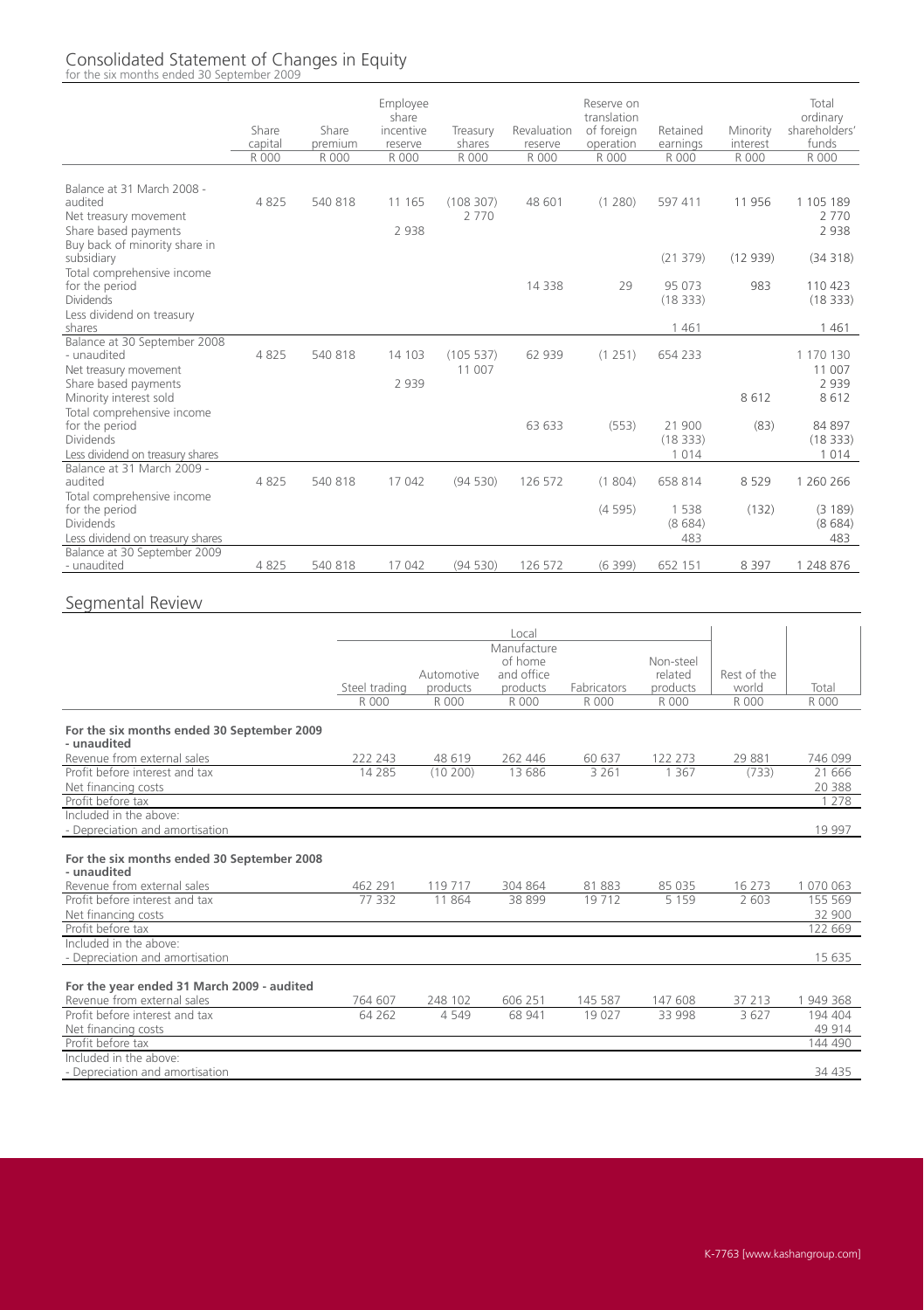## Consolidated Statement of Changes in Equity

for the six months ended 30 September 2009

| | Share capital | Share premium | Employee share incentive reserve | Treasury shares | Revaluation reserve | Reserve on translation of foreign operation | Retained earnings | Minority interest | Total ordinary shareholders' funds |
|---|---|---|---|---|---|---|---|---|---|
| | R 000 | R 000 | R 000 | R 000 | R 000 | R 000 | R 000 | R 000 | R 000 |
| Balance at 31 March 2008 - audited | 4 825 | 540 818 | 11 165 | (108 307) | 48 601 | (1 280) | 597 411 | 11 956 | 1 105 189 |
| Net treasury movement | | | | 2 770 | | | | | 2 770 |
| Share based payments | | | 2 938 | | | | | | 2 938 |
| Buy back of minority share in subsidiary | | | | | | | (21 379) | (12 939) | (34 318) |
| Total comprehensive income for the period | | | | | 14 338 | 29 | 95 073 | 983 | 110 423 |
| Dividends | | | | | | | (18 333) | | (18 333) |
| Less dividend on treasury shares | | | | | | | 1 461 | | 1 461 |
| Balance at 30 September 2008 - unaudited | 4 825 | 540 818 | 14 103 | (105 537) | 62 939 | (1 251) | 654 233 | | 1 170 130 |
| Net treasury movement | | | | 11 007 | | | | | 11 007 |
| Share based payments | | | 2 939 | | | | | | 2 939 |
| Minority interest sold | | | | | | | | 8 612 | 8 612 |
| Total comprehensive income for the period | | | | | 63 633 | (553) | 21 900 | (83) | 84 897 |
| Dividends | | | | | | | (18 333) | | (18 333) |
| Less dividend on treasury shares | | | | | | | 1 014 | | 1 014 |
| Balance at 31 March 2009 - audited | 4 825 | 540 818 | 17 042 | (94 530) | 126 572 | (1 804) | 658 814 | 8 529 | 1 260 266 |
| Total comprehensive income for the period | | | | | | (4 595) | 1 538 | (132) | (3 189) |
| Dividends | | | | | | | (8 684) | | (8 684) |
| Less dividend on treasury shares | | | | | | | 483 | | 483 |
| Balance at 30 September 2009 - unaudited | 4 825 | 540 818 | 17 042 | (94 530) | 126 572 | (6 399) | 652 151 | 8 397 | 1 248 876 |

## Segmental Review

| | Local | | | | | | |
|---|---|---|---|---|---|---|---|
| | Steel trading | Automotive products | Manufacture of home and office products | Fabricators | Non-steel related products | Rest of the world | Total |
| | R 000 | R 000 | R 000 | R 000 | R 000 | R 000 | R 000 |
| **For the six months ended 30 September 2009 - unaudited** | | | | | | | |
| Revenue from external sales | 222 243 | 48 619 | 262 446 | 60 637 | 122 273 | 29 881 | 746 099 |
| Profit before interest and tax | 14 285 | (10 200) | 13 686 | 3 261 | 1 367 | (733) | 21 666 |
| Net financing costs | | | | | | | 20 388 |
| Profit before tax | | | | | | | 1 278 |
| Included in the above: | | | | | | | |
| - Depreciation and amortisation | | | | | | | 19 997 |
| **For the six months ended 30 September 2008 - unaudited** | | | | | | | |
| Revenue from external sales | 462 291 | 119 717 | 304 864 | 81 883 | 85 035 | 16 273 | 1 070 063 |
| Profit before interest and tax | 77 332 | 11 864 | 38 899 | 19 712 | 5 159 | 2 603 | 155 569 |
| Net financing costs | | | | | | | 32 900 |
| Profit before tax | | | | | | | 122 669 |
| Included in the above: | | | | | | | |
| - Depreciation and amortisation | | | | | | | 15 635 |
| **For the year ended 31 March 2009 - audited** | | | | | | | |
| Revenue from external sales | 764 607 | 248 102 | 606 251 | 145 587 | 147 608 | 37 213 | 1 949 368 |
| Profit before interest and tax | 64 262 | 4 549 | 68 941 | 19 027 | 33 998 | 3 627 | 194 404 |
| Net financing costs | | | | | | | 49 914 |
| Profit before tax | | | | | | | 144 490 |
| Included in the above: | | | | | | | |
| - Depreciation and amortisation | | | | | | | 34 435 |

K-7763 [www.kashangroup.com]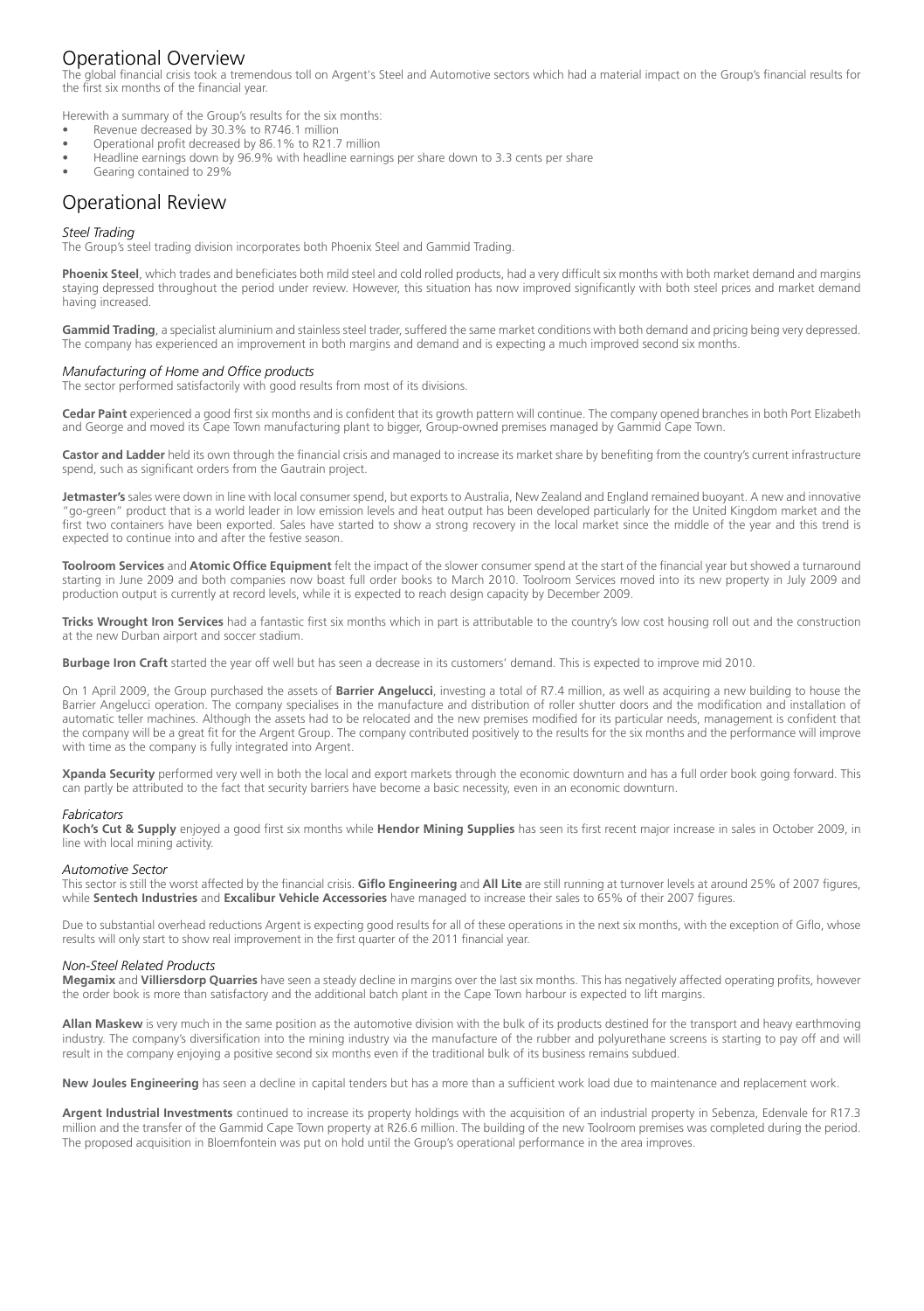# Operational Overview

The global financial crisis took a tremendous toll on Argent's Steel and Automotive sectors which had a material impact on the Group's financial results for the first six months of the financial year.

Herewith a summary of the Group's results for the six months:

- Revenue decreased by 30.3% to R746.1 million
- Operational profit decreased by 86.1% to R21.7 million
- Headline earnings down by 96.9% with headline earnings per share down to 3.3 cents per share
- Gearing contained to 29%

# Operational Review

*Steel Trading*

The Group's steel trading division incorporates both Phoenix Steel and Gammid Trading.

**Phoenix Steel**, which trades and beneficiates both mild steel and cold rolled products, had a very difficult six months with both market demand and margins staying depressed throughout the period under review. However, this situation has now improved significantly with both steel prices and market demand having increased.

**Gammid Trading**, a specialist aluminium and stainless steel trader, suffered the same market conditions with both demand and pricing being very depressed. The company has experienced an improvement in both margins and demand and is expecting a much improved second six months.

*Manufacturing of Home and Office products*

The sector performed satisfactorily with good results from most of its divisions.

**Cedar Paint** experienced a good first six months and is confident that its growth pattern will continue. The company opened branches in both Port Elizabeth and George and moved its Cape Town manufacturing plant to bigger, Group-owned premises managed by Gammid Cape Town.

**Castor and Ladder** held its own through the financial crisis and managed to increase its market share by benefiting from the country's current infrastructure spend, such as significant orders from the Gautrain project.

**Jetmaster's** sales were down in line with local consumer spend, but exports to Australia, New Zealand and England remained buoyant. A new and innovative "go-green" product that is a world leader in low emission levels and heat output has been developed particularly for the United Kingdom market and the first two containers have been exported. Sales have started to show a strong recovery in the local market since the middle of the year and this trend is expected to continue into and after the festive season.

**Toolroom Services** and **Atomic Office Equipment** felt the impact of the slower consumer spend at the start of the financial year but showed a turnaround starting in June 2009 and both companies now boast full order books to March 2010. Toolroom Services moved into its new property in July 2009 and production output is currently at record levels, while it is expected to reach design capacity by December 2009.

**Tricks Wrought Iron Services** had a fantastic first six months which in part is attributable to the country's low cost housing roll out and the construction at the new Durban airport and soccer stadium.

**Burbage Iron Craft** started the year off well but has seen a decrease in its customers' demand. This is expected to improve mid 2010.

On 1 April 2009, the Group purchased the assets of **Barrier Angelucci**, investing a total of R7.4 million, as well as acquiring a new building to house the Barrier Angelucci operation. The company specialises in the manufacture and distribution of roller shutter doors and the modification and installation of automatic teller machines. Although the assets had to be relocated and the new premises modified for its particular needs, management is confident that the company will be a great fit for the Argent Group. The company contributed positively to the results for the six months and the performance will improve with time as the company is fully integrated into Argent.

**Xpanda Security** performed very well in both the local and export markets through the economic downturn and has a full order book going forward. This can partly be attributed to the fact that security barriers have become a basic necessity, even in an economic downturn.

*Fabricators*

**Koch's Cut & Supply** enjoyed a good first six months while **Hendor Mining Supplies** has seen its first recent major increase in sales in October 2009, in line with local mining activity.

*Automotive Sector*

This sector is still the worst affected by the financial crisis. **Giflo Engineering** and **All Lite** are still running at turnover levels at around 25% of 2007 figures, while **Sentech Industries** and **Excalibur Vehicle Accessories** have managed to increase their sales to 65% of their 2007 figures.

Due to substantial overhead reductions Argent is expecting good results for all of these operations in the next six months, with the exception of Giflo, whose results will only start to show real improvement in the first quarter of the 2011 financial year.

*Non-Steel Related Products*

**Megamix** and **Villiersdorp Quarries** have seen a steady decline in margins over the last six months. This has negatively affected operating profits, however the order book is more than satisfactory and the additional batch plant in the Cape Town harbour is expected to lift margins.

**Allan Maskew** is very much in the same position as the automotive division with the bulk of its products destined for the transport and heavy earthmoving industry. The company's diversification into the mining industry via the manufacture of the rubber and polyurethane screens is starting to pay off and will result in the company enjoying a positive second six months even if the traditional bulk of its business remains subdued.

**New Joules Engineering** has seen a decline in capital tenders but has a more than a sufficient work load due to maintenance and replacement work.

**Argent Industrial Investments** continued to increase its property holdings with the acquisition of an industrial property in Sebenza, Edenvale for R17.3 million and the transfer of the Gammid Cape Town property at R26.6 million. The building of the new Toolroom premises was completed during the period. The proposed acquisition in Bloemfontein was put on hold until the Group's operational performance in the area improves.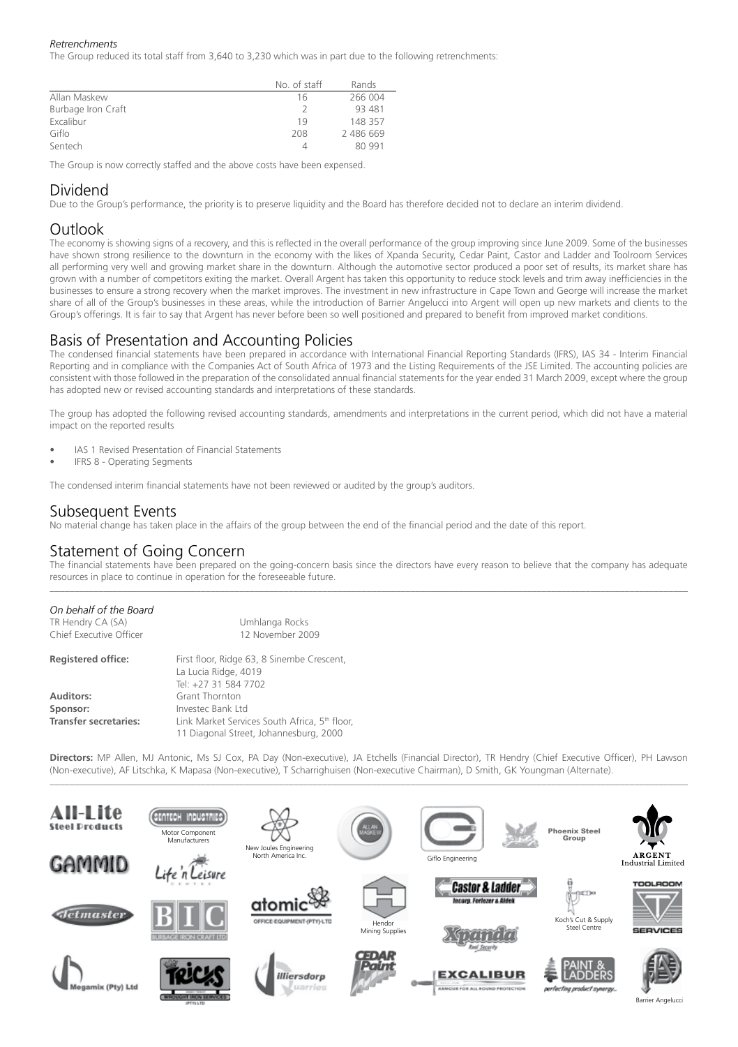*Retrenchments*

The Group reduced its total staff from 3,640 to 3,230 which was in part due to the following retrenchments:

| | No. of staff | Rands |
|---|---|---|
| Allan Maskew | 16 | 266 004 |
| Burbage Iron Craft | 2 | 93 481 |
| Excalibur | 19 | 148 357 |
| Giflo | 208 | 2 486 669 |
| Sentech | 4 | 80 991 |

The Group is now correctly staffed and the above costs have been expensed.

## Dividend

Due to the Group's performance, the priority is to preserve liquidity and the Board has therefore decided not to declare an interim dividend.

## Outlook

The economy is showing signs of a recovery, and this is reflected in the overall performance of the group improving since June 2009. Some of the businesses have shown strong resilience to the downturn in the economy with the likes of Xpanda Security, Cedar Paint, Castor and Ladder and Toolroom Services all performing very well and growing market share in the downturn. Although the automotive sector produced a poor set of results, its market share has grown with a number of competitors exiting the market. Overall Argent has taken this opportunity to reduce stock levels and trim away inefficiencies in the businesses to ensure a strong recovery when the market improves. The investment in new infrastructure in Cape Town and George will increase the market share of all of the Group's businesses in these areas, while the introduction of Barrier Angelucci into Argent will open up new markets and clients to the Group's offerings. It is fair to say that Argent has never before been so well positioned and prepared to benefit from improved market conditions.

## Basis of Presentation and Accounting Policies

The condensed financial statements have been prepared in accordance with International Financial Reporting Standards (IFRS), IAS 34 - Interim Financial Reporting and in compliance with the Companies Act of South Africa of 1973 and the Listing Requirements of the JSE Limited. The accounting policies are consistent with those followed in the preparation of the consolidated annual financial statements for the year ended 31 March 2009, except where the group has adopted new or revised accounting standards and interpretations of these standards.

The group has adopted the following revised accounting standards, amendments and interpretations in the current period, which did not have a material impact on the reported results

- IAS 1 Revised Presentation of Financial Statements
- IFRS 8 - Operating Segments

The condensed interim financial statements have not been reviewed or audited by the group's auditors.

## Subsequent Events

No material change has taken place in the affairs of the group between the end of the financial period and the date of this report.

## Statement of Going Concern

The financial statements have been prepared on the going-concern basis since the directors have every reason to believe that the company has adequate resources in place to continue in operation for the foreseeable future.

*On behalf of the Board*

TR Hendry CA (SA) — Umhlanga Rocks
Chief Executive Officer — 12 November 2009

**Registered office:** First floor, Ridge 63, 8 Sinembe Crescent, La Lucia Ridge, 4019
Tel: +27 31 584 7702

**Auditors:** Grant Thornton

**Sponsor:** Investec Bank Ltd

**Transfer secretaries:** Link Market Services South Africa, 5th floor, 11 Diagonal Street, Johannesburg, 2000

**Directors:** MP Allen, MJ Antonic, Ms SJ Cox, PA Day (Non-executive), JA Etchells (Financial Director), TR Hendry (Chief Executive Officer), PH Lawson (Non-executive), AF Litschka, K Mapasa (Non-executive), T Scharrighuisen (Non-executive Chairman), D Smith, GK Youngman (Alternate).

All-Lite Steel Products
Sentech Industries Motor Component Manufacturers
New Joules Engineering North America Inc.
Allan Maskew
Giflo Engineering
Phoenix Steel Group
Argent Industrial Limited
Gammid
Life 'n Leisure
Jetmaster
BIC Burbage Iron Craft Ltd
atomic Office Equipment (Pty) Ltd
Hendor Mining Supplies
Castor & Ladder Incorp. Ferlezer & Aldek
Koch's Cut & Supply Steel Centre
Toolroom Services
Xpanda Steel Security
Megamix (Pty) Ltd
Tricks Wrought Iron Services (Pty) Ltd
Villiersdorp Quarries
Cedar Paint
Excalibur Armour for all round protection
Paint & Ladders perfecting product synergy
Barrier Angelucci